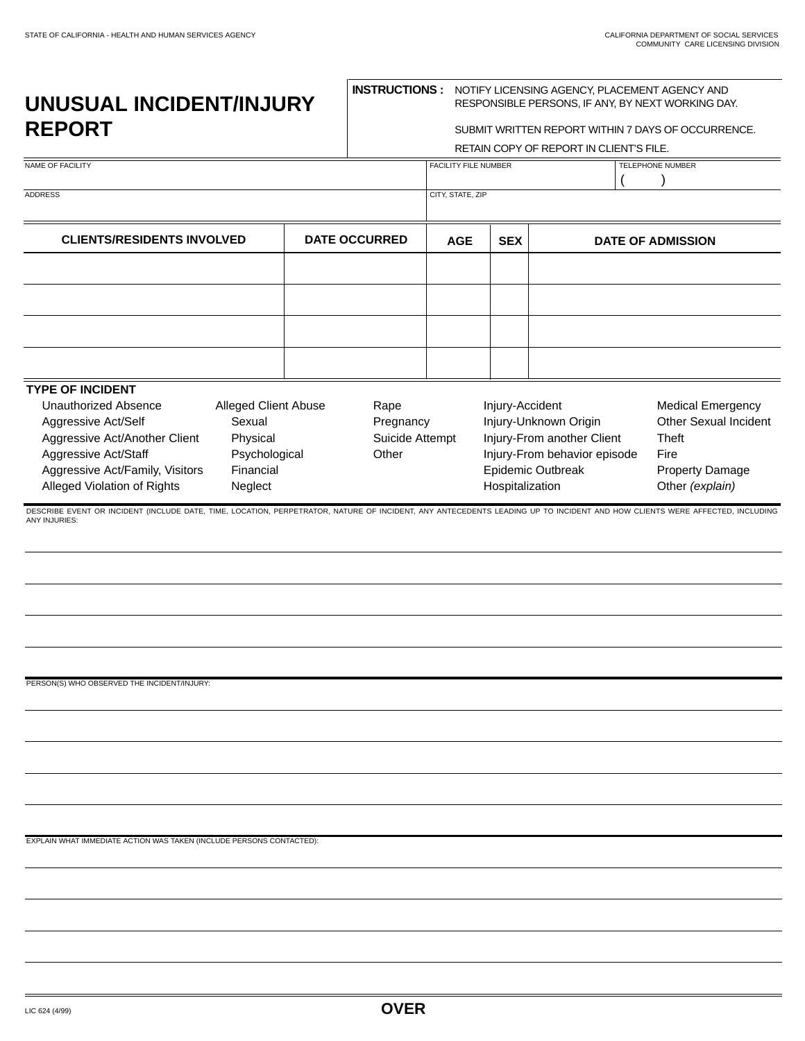STATE OF CALIFORNIA - HEALTH AND HUMAN SERVICES AGENCY

CALIFORNIA DEPARTMENT OF SOCIAL SERVICES
COMMUNITY CARE LICENSING DIVISION

# UNUSUAL INCIDENT/INJURY REPORT

**INSTRUCTIONS :** NOTIFY LICENSING AGENCY, PLACEMENT AGENCY AND RESPONSIBLE PERSONS, IF ANY, BY NEXT WORKING DAY.

SUBMIT WRITTEN REPORT WITHIN 7 DAYS OF OCCURRENCE.

RETAIN COPY OF REPORT IN CLIENT'S FILE.

| NAME OF FACILITY | FACILITY FILE NUMBER | TELEPHONE NUMBER |
|---|---|---|
| | | (      ) |
| ADDRESS | CITY, STATE, ZIP | |
| | | |

| CLIENTS/RESIDENTS INVOLVED | DATE OCCURRED | AGE | SEX | DATE OF ADMISSION |
|---|---|---|---|---|
| | | | | |
| | | | | |
| | | | | |
| | | | | |

**TYPE OF INCIDENT**

| | | | | |
|---|---|---|---|---|
| Unauthorized Absence | Alleged Client Abuse | Rape | Injury-Accident | Medical Emergency |
| Aggressive Act/Self | Sexual | Pregnancy | Injury-Unknown Origin | Other Sexual Incident |
| Aggressive Act/Another Client | Physical | Suicide Attempt | Injury-From another Client | Theft |
| Aggressive Act/Staff | Psychological | Other | Injury-From behavior episode | Fire |
| Aggressive Act/Family, Visitors | Financial | | Epidemic Outbreak | Property Damage |
| Alleged Violation of Rights | Neglect | | Hospitalization | Other *(explain)* |

DESCRIBE EVENT OR INCIDENT (INCLUDE DATE, TIME, LOCATION, PERPETRATOR, NATURE OF INCIDENT, ANY ANTECEDENTS LEADING UP TO INCIDENT AND HOW CLIENTS WERE AFFECTED, INCLUDING ANY INJURIES:

PERSON(S) WHO OBSERVED THE INCIDENT/INJURY:

EXPLAIN WHAT IMMEDIATE ACTION WAS TAKEN (INCLUDE PERSONS CONTACTED):

LIC 624 (4/99)

**OVER**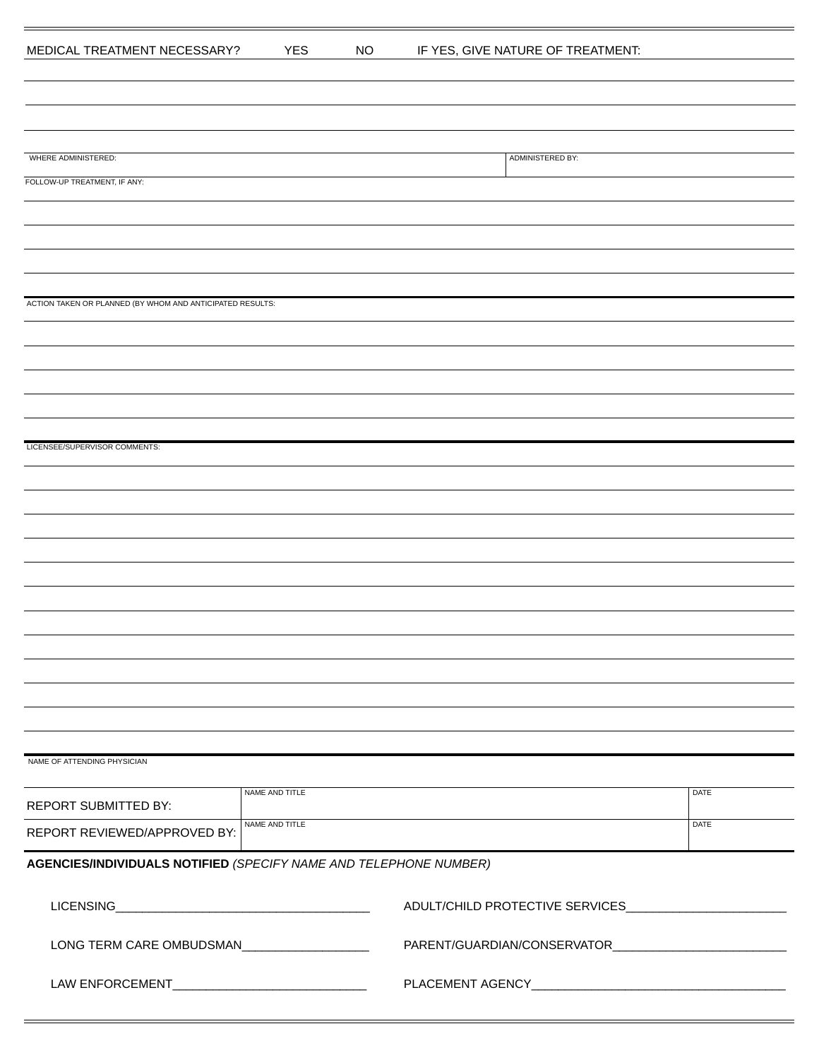MEDICAL TREATMENT NECESSARY? YES NO IF YES, GIVE NATURE OF TREATMENT:

| | |
|---|---|
| WHERE ADMINISTERED: | ADMINISTERED BY: |

FOLLOW-UP TREATMENT, IF ANY:

ACTION TAKEN OR PLANNED (BY WHOM AND ANTICIPATED RESULTS:

LICENSEE/SUPERVISOR COMMENTS:

NAME OF ATTENDING PHYSICIAN

| | | |
|---|---|---|
| REPORT SUBMITTED BY: | NAME AND TITLE | DATE |
| REPORT REVIEWED/APPROVED BY: | NAME AND TITLE | DATE |

**AGENCIES/INDIVIDUALS NOTIFIED** *(SPECIFY NAME AND TELEPHONE NUMBER)*

LICENSING_____________________________________

ADULT/CHILD PROTECTIVE SERVICES________________________

LONG TERM CARE OMBUDSMAN___________________

PARENT/GUARDIAN/CONSERVATOR__________________________

LAW ENFORCEMENT_____________________________

PLACEMENT AGENCY______________________________________